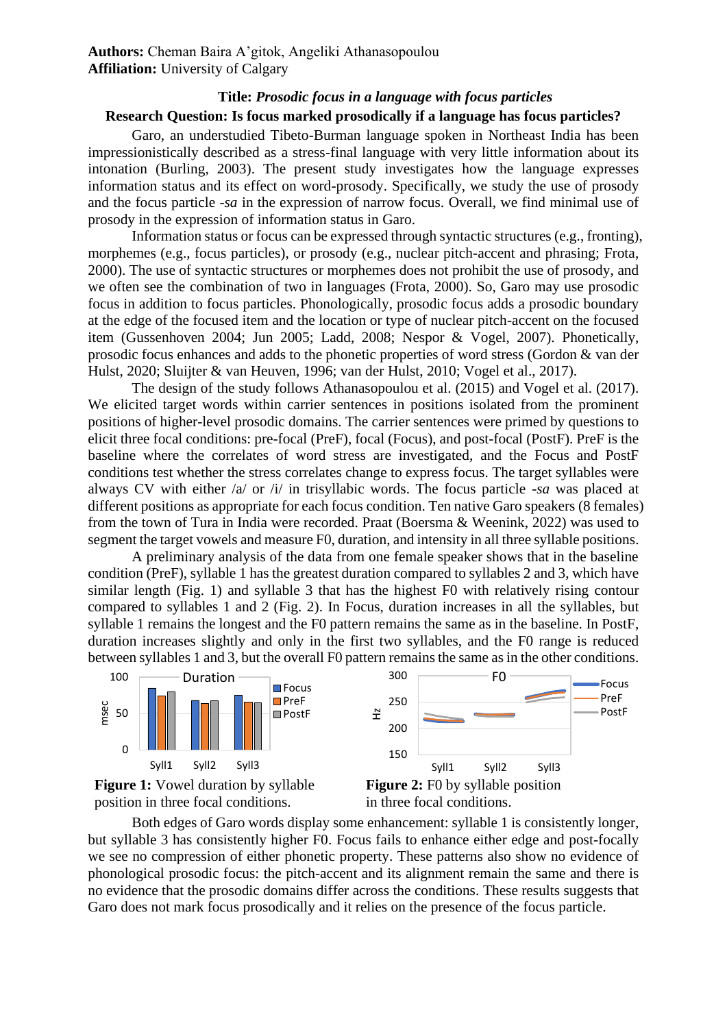**Authors:** Cheman Baira A'gitok, Angeliki Athanasopoulou
**Affiliation:** University of Calgary

**Title:** ***Prosodic focus in a language with focus particles***

**Research Question: Is focus marked prosodically if a language has focus particles?**

Garo, an understudied Tibeto-Burman language spoken in Northeast India has been impressionistically described as a stress-final language with very little information about its intonation (Burling, 2003). The present study investigates how the language expresses information status and its effect on word-prosody. Specifically, we study the use of prosody and the focus particle *-sa* in the expression of narrow focus. Overall, we find minimal use of prosody in the expression of information status in Garo.

Information status or focus can be expressed through syntactic structures (e.g., fronting), morphemes (e.g., focus particles), or prosody (e.g., nuclear pitch-accent and phrasing; Frota, 2000). The use of syntactic structures or morphemes does not prohibit the use of prosody, and we often see the combination of two in languages (Frota, 2000). So, Garo may use prosodic focus in addition to focus particles. Phonologically, prosodic focus adds a prosodic boundary at the edge of the focused item and the location or type of nuclear pitch-accent on the focused item (Gussenhoven 2004; Jun 2005; Ladd, 2008; Nespor & Vogel, 2007). Phonetically, prosodic focus enhances and adds to the phonetic properties of word stress (Gordon & van der Hulst, 2020; Sluijter & van Heuven, 1996; van der Hulst, 2010; Vogel et al., 2017).

The design of the study follows Athanasopoulou et al. (2015) and Vogel et al. (2017). We elicited target words within carrier sentences in positions isolated from the prominent positions of higher-level prosodic domains. The carrier sentences were primed by questions to elicit three focal conditions: pre-focal (PreF), focal (Focus), and post-focal (PostF). PreF is the baseline where the correlates of word stress are investigated, and the Focus and PostF conditions test whether the stress correlates change to express focus. The target syllables were always CV with either /a/ or /i/ in trisyllabic words. The focus particle *-sa* was placed at different positions as appropriate for each focus condition. Ten native Garo speakers (8 females) from the town of Tura in India were recorded. Praat (Boersma & Weenink, 2022) was used to segment the target vowels and measure F0, duration, and intensity in all three syllable positions.

A preliminary analysis of the data from one female speaker shows that in the baseline condition (PreF), syllable 1 has the greatest duration compared to syllables 2 and 3, which have similar length (Fig. 1) and syllable 3 that has the highest F0 with relatively rising contour compared to syllables 1 and 2 (Fig. 2). In Focus, duration increases in all the syllables, but syllable 1 remains the longest and the F0 pattern remains the same as in the baseline. In PostF, duration increases slightly and only in the first two syllables, and the F0 range is reduced between syllables 1 and 3, but the overall F0 pattern remains the same as in the other conditions.

**Figure 1:** Vowel duration by syllable position in three focal conditions.

**Figure 2:** F0 by syllable position in three focal conditions.

Both edges of Garo words display some enhancement: syllable 1 is consistently longer, but syllable 3 has consistently higher F0. Focus fails to enhance either edge and post-focally we see no compression of either phonetic property. These patterns also show no evidence of phonological prosodic focus: the pitch-accent and its alignment remain the same and there is no evidence that the prosodic domains differ across the conditions. These results suggests that Garo does not mark focus prosodically and it relies on the presence of the focus particle.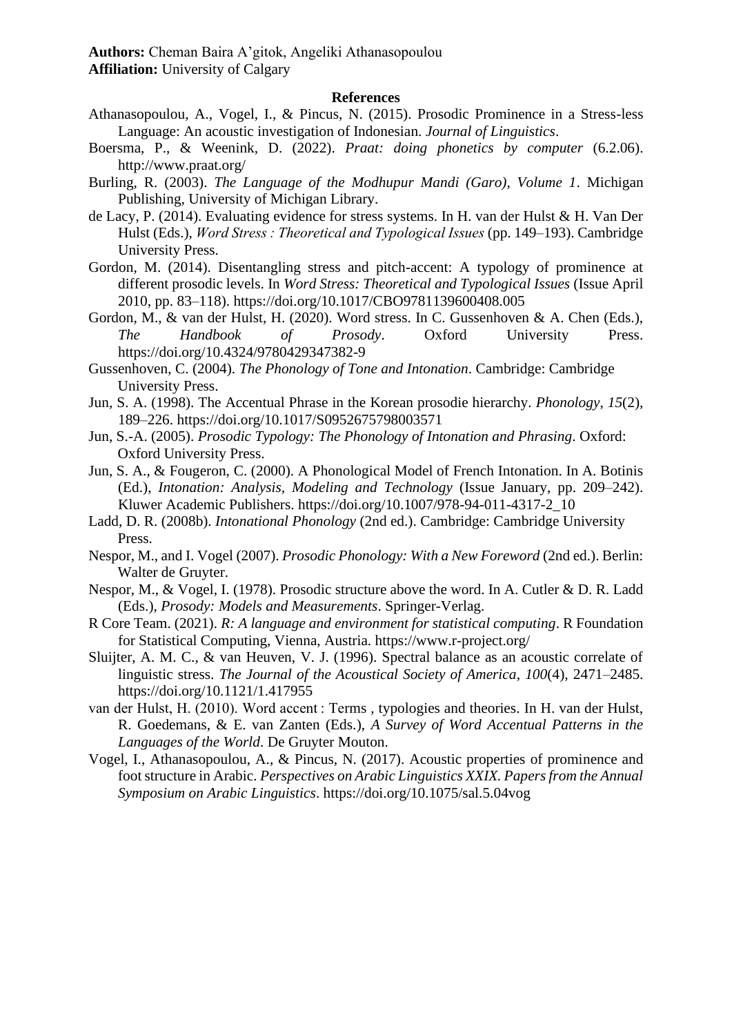**Authors:** Cheman Baira A'gitok, Angeliki Athanasopoulou
**Affiliation:** University of Calgary

## References

Athanasopoulou, A., Vogel, I., & Pincus, N. (2015). Prosodic Prominence in a Stress-less Language: An acoustic investigation of Indonesian. *Journal of Linguistics*.

Boersma, P., & Weenink, D. (2022). *Praat: doing phonetics by computer* (6.2.06). http://www.praat.org/

Burling, R. (2003). *The Language of the Modhupur Mandi (Garo), Volume 1*. Michigan Publishing, University of Michigan Library.

de Lacy, P. (2014). Evaluating evidence for stress systems. In H. van der Hulst & H. Van Der Hulst (Eds.), *Word Stress : Theoretical and Typological Issues* (pp. 149–193). Cambridge University Press.

Gordon, M. (2014). Disentangling stress and pitch-accent: A typology of prominence at different prosodic levels. In *Word Stress: Theoretical and Typological Issues* (Issue April 2010, pp. 83–118). https://doi.org/10.1017/CBO9781139600408.005

Gordon, M., & van der Hulst, H. (2020). Word stress. In C. Gussenhoven & A. Chen (Eds.), *The Handbook of Prosody*. Oxford University Press. https://doi.org/10.4324/9780429347382-9

Gussenhoven, C. (2004). *The Phonology of Tone and Intonation*. Cambridge: Cambridge University Press.

Jun, S. A. (1998). The Accentual Phrase in the Korean prosodie hierarchy. *Phonology*, *15*(2), 189–226. https://doi.org/10.1017/S0952675798003571

Jun, S.-A. (2005). *Prosodic Typology: The Phonology of Intonation and Phrasing*. Oxford: Oxford University Press.

Jun, S. A., & Fougeron, C. (2000). A Phonological Model of French Intonation. In A. Botinis (Ed.), *Intonation: Analysis, Modeling and Technology* (Issue January, pp. 209–242). Kluwer Academic Publishers. https://doi.org/10.1007/978-94-011-4317-2_10

Ladd, D. R. (2008b). *Intonational Phonology* (2nd ed.). Cambridge: Cambridge University Press.

Nespor, M., and I. Vogel (2007). *Prosodic Phonology: With a New Foreword* (2nd ed.). Berlin: Walter de Gruyter.

Nespor, M., & Vogel, I. (1978). Prosodic structure above the word. In A. Cutler & D. R. Ladd (Eds.), *Prosody: Models and Measurements*. Springer-Verlag.

R Core Team. (2021). *R: A language and environment for statistical computing*. R Foundation for Statistical Computing, Vienna, Austria. https://www.r-project.org/

Sluijter, A. M. C., & van Heuven, V. J. (1996). Spectral balance as an acoustic correlate of linguistic stress. *The Journal of the Acoustical Society of America*, *100*(4), 2471–2485. https://doi.org/10.1121/1.417955

van der Hulst, H. (2010). Word accent : Terms , typologies and theories. In H. van der Hulst, R. Goedemans, & E. van Zanten (Eds.), *A Survey of Word Accentual Patterns in the Languages of the World*. De Gruyter Mouton.

Vogel, I., Athanasopoulou, A., & Pincus, N. (2017). Acoustic properties of prominence and foot structure in Arabic. *Perspectives on Arabic Linguistics XXIX. Papers from the Annual Symposium on Arabic Linguistics*. https://doi.org/10.1075/sal.5.04vog